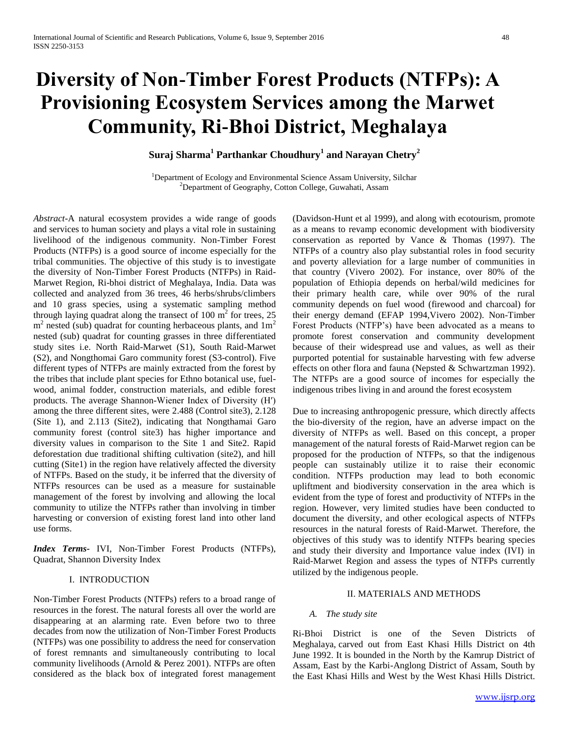# Diversity of Non-Timber Forest Products (NTFPs): A Provisioning Ecosystem Services among the Marwet Community, Ri-Bhoi District, Meghalaya

**Suraj Sharma[1] Parthankar Choudhury[1] and Narayan Chetry[2]**

[1]Department of Ecology and Environmental Science Assam University, Silchar
[2]Department of Geography, Cotton College, Guwahati, Assam

*Abstract*-A natural ecosystem provides a wide range of goods and services to human society and plays a vital role in sustaining livelihood of the indigenous community. Non-Timber Forest Products (NTFPs) is a good source of income especially for the tribal communities. The objective of this study is to investigate the diversity of Non-Timber Forest Products (NTFPs) in Raid-Marwet Region, Ri-bhoi district of Meghalaya, India. Data was collected and analyzed from 36 trees, 46 herbs/shrubs/climbers and 10 grass species, using a systematic sampling method through laying quadrat along the transect of 100 $m^2$ for trees, 25 $m^2$ nested (sub) quadrat for counting herbaceous plants, and 1$m^2$ nested (sub) quadrat for counting grasses in three differentiated study sites i.e. North Raid-Marwet (S1), South Raid-Marwet (S2), and Nongthomai Garo community forest (S3-control). Five different types of NTFPs are mainly extracted from the forest by the tribes that include plant species for Ethno botanical use, fuel-wood, animal fodder, construction materials, and edible forest products. The average Shannon-Wiener Index of Diversity (H′) among the three different sites, were 2.488 (Control site3), 2.128 (Site 1), and 2.113 (Site2), indicating that Nongthamai Garo community forest (control site3) has higher importance and diversity values in comparison to the Site 1 and Site2. Rapid deforestation due traditional shifting cultivation (site2), and hill cutting (Site1) in the region have relatively affected the diversity of NTFPs. Based on the study, it be inferred that the diversity of NTFPs resources can be used as a measure for sustainable management of the forest by involving and allowing the local community to utilize the NTFPs rather than involving in timber harvesting or conversion of existing forest land into other land use forms.

***Index Terms***- IVI, Non-Timber Forest Products (NTFPs), Quadrat, Shannon Diversity Index

## I. INTRODUCTION

Non-Timber Forest Products (NTFPs) refers to a broad range of resources in the forest. The natural forests all over the world are disappearing at an alarming rate. Even before two to three decades from now the utilization of Non-Timber Forest Products (NTFPs) was one possibility to address the need for conservation of forest remnants and simultaneously contributing to local community livelihoods (Arnold & Perez 2001). NTFPs are often considered as the black box of integrated forest management (Davidson-Hunt et al 1999), and along with ecotourism, promote as a means to revamp economic development with biodiversity conservation as reported by Vance & Thomas (1997). The NTFPs of a country also play substantial roles in food security and poverty alleviation for a large number of communities in that country (Vivero 2002). For instance, over 80% of the population of Ethiopia depends on herbal/wild medicines for their primary health care, while over 90% of the rural community depends on fuel wood (firewood and charcoal) for their energy demand (EFAP 1994,Vivero 2002). Non-Timber Forest Products (NTFP’s) have been advocated as a means to promote forest conservation and community development because of their widespread use and values, as well as their purported potential for sustainable harvesting with few adverse effects on other flora and fauna (Nepsted & Schwartzman 1992). The NTFPs are a good source of incomes for especially the indigenous tribes living in and around the forest ecosystem

Due to increasing anthropogenic pressure, which directly affects the bio-diversity of the region, have an adverse impact on the diversity of NTFPs as well. Based on this concept, a proper management of the natural forests of Raid-Marwet region can be proposed for the production of NTFPs, so that the indigenous people can sustainably utilize it to raise their economic condition. NTFPs production may lead to both economic upliftment and biodiversity conservation in the area which is evident from the type of forest and productivity of NTFPs in the region. However, very limited studies have been conducted to document the diversity, and other ecological aspects of NTFPs resources in the natural forests of Raid-Marwet. Therefore, the objectives of this study was to identify NTFPs bearing species and study their diversity and Importance value index (IVI) in Raid-Marwet Region and assess the types of NTFPs currently utilized by the indigenous people.

## II. MATERIALS AND METHODS

### *A. The study site*

Ri-Bhoi District is one of the Seven Districts of Meghalaya, carved out from East Khasi Hills District on 4th June 1992. It is bounded in the North by the Kamrup District of Assam, East by the Karbi-Anglong District of Assam, South by the East Khasi Hills and West by the West Khasi Hills District.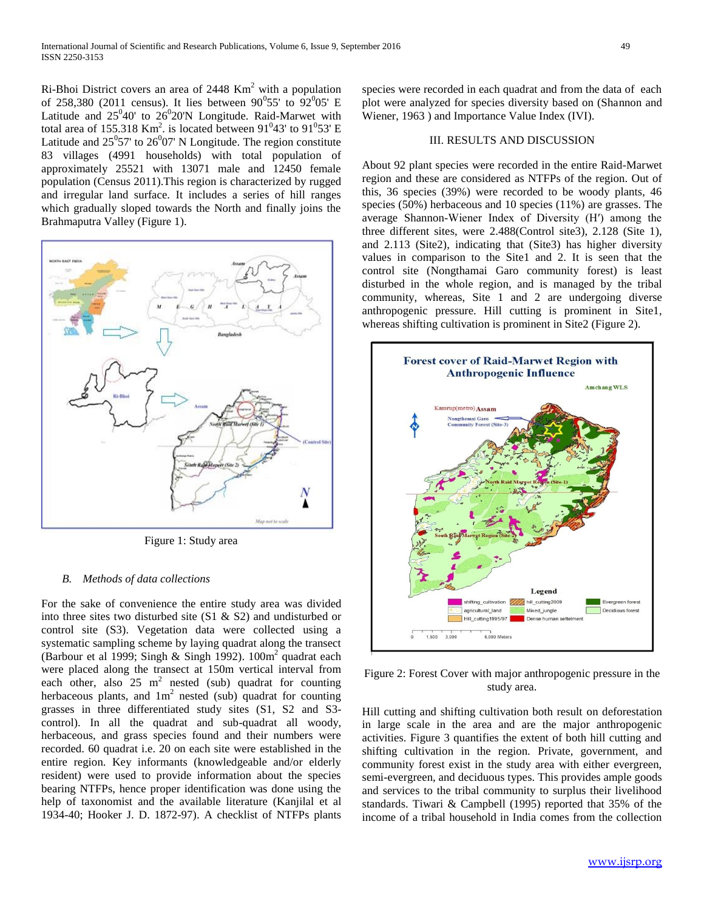Ri-Bhoi District covers an area of 2448 Km$^2$ with a population of 258,380 (2011 census). It lies between 90$^0$55' to 92$^0$05' E Latitude and 25$^0$40' to 26$^0$20'N Latitude. Raid-Marwet with total area of 155.318 Km$^2$. is located between 91$^0$43' to 91$^0$53' E Latitude and 25$^0$57' to 26$^0$07' N Longitude. The region constitute 83 villages (4991 households) with total population of approximately 25521 with 13071 male and 12450 female population (Census 2011).This region is characterized by rugged and irregular land surface. It includes a series of hill ranges which gradually sloped towards the North and finally joins the Brahmaputra Valley (Figure 1).

Figure 1: Study area

### *B. Methods of data collections*

For the sake of convenience the entire study area was divided into three sites two disturbed site (S1 & S2) and undisturbed or control site (S3). Vegetation data were collected using a systematic sampling scheme by laying quadrat along the transect (Barbour et al 1999; Singh & Singh 1992). 100m$^2$ quadrat each were placed along the transect at 150m vertical interval from each other, also 25 m$^2$ nested (sub) quadrat for counting herbaceous plants, and 1m$^2$ nested (sub) quadrat for counting grasses in three differentiated study sites (S1, S2 and S3-control). In all the quadrat and sub-quadrat all woody, herbaceous, and grass species found and their numbers were recorded. 60 quadrat i.e. 20 on each site were established in the entire region. Key informants (knowledgeable and/or elderly resident) were used to provide information about the species bearing NTFPs, hence proper identification was done using the help of taxonomist and the available literature (Kanjilal et al 1934-40; Hooker J. D. 1872-97). A checklist of NTFPs plants species were recorded in each quadrat and from the data of each plot were analyzed for species diversity based on (Shannon and Wiener, 1963 ) and Importance Value Index (IVI).

## III. RESULTS AND DISCUSSION

About 92 plant species were recorded in the entire Raid-Marwet region and these are considered as NTFPs of the region. Out of this, 36 species (39%) were recorded to be woody plants, 46 species (50%) herbaceous and 10 species (11%) are grasses. The average Shannon-Wiener Index of Diversity (H′) among the three different sites, were 2.488(Control site3), 2.128 (Site 1), and 2.113 (Site2), indicating that (Site3) has higher diversity values in comparison to the Site1 and 2. It is seen that the control site (Nongthamai Garo community forest) is least disturbed in the whole region, and is managed by the tribal community, whereas, Site 1 and 2 are undergoing diverse anthropogenic pressure. Hill cutting is prominent in Site1, whereas shifting cultivation is prominent in Site2 (Figure 2).

Figure 2: Forest Cover with major anthropogenic pressure in the study area.

Hill cutting and shifting cultivation both result on deforestation in large scale in the area and are the major anthropogenic activities. Figure 3 quantifies the extent of both hill cutting and shifting cultivation in the region. Private, government, and community forest exist in the study area with either evergreen, semi-evergreen, and deciduous types. This provides ample goods and services to the tribal community to surplus their livelihood standards. Tiwari & Campbell (1995) reported that 35% of the income of a tribal household in India comes from the collection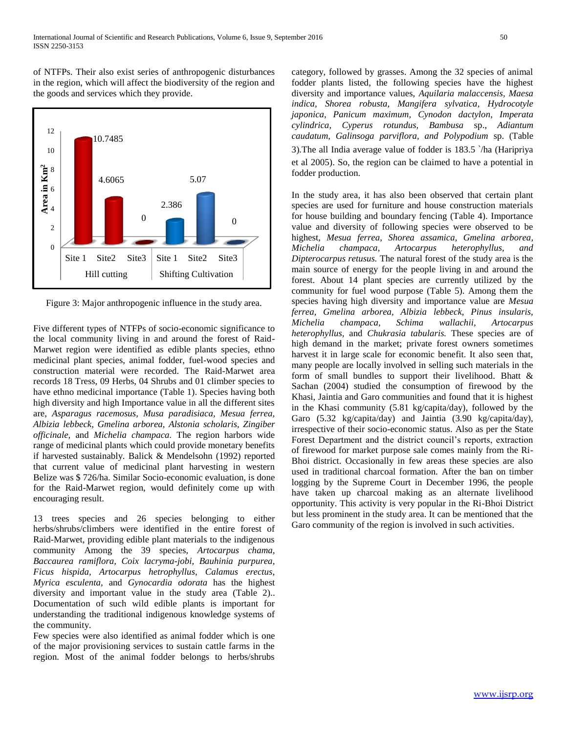of NTFPs. Their also exist series of anthropogenic disturbances in the region, which will affect the biodiversity of the region and the goods and services which they provide.

Figure 3: Major anthropogenic influence in the study area.

Five different types of NTFPs of socio-economic significance to the local community living in and around the forest of Raid-Marwet region were identified as edible plants species, ethno medicinal plant species, animal fodder, fuel-wood species and construction material were recorded. The Raid-Marwet area records 18 Tress, 09 Herbs, 04 Shrubs and 01 climber species to have ethno medicinal importance (Table 1). Species having both high diversity and high Importance value in all the different sites are, *Asparagus racemosus, Musa paradisiaca, Mesua ferrea, Albizia lebbeck, Gmelina arborea, Alstonia scholaris, Zingiber officinale,* and *Michelia champaca.* The region harbors wide range of medicinal plants which could provide monetary benefits if harvested sustainably. Balick & Mendelsohn (1992) reported that current value of medicinal plant harvesting in western Belize was $ 726/ha. Similar Socio-economic evaluation, is done for the Raid-Marwet region, would definitely come up with encouraging result.

13 trees species and 26 species belonging to either herbs/shrubs/climbers were identified in the entire forest of Raid-Marwet, providing edible plant materials to the indigenous community Among the 39 species, *Artocarpus chama, Baccaurea ramiflora, Coix lacryma-jobi, Bauhinia purpurea, Ficus hispida, Artocarpus hetrophyllus, Calamus erectus, Myrica esculenta,* and *Gynocardia odorata* has the highest diversity and important value in the study area (Table 2).. Documentation of such wild edible plants is important for understanding the traditional indigenous knowledge systems of the community.

Few species were also identified as animal fodder which is one of the major provisioning services to sustain cattle farms in the region. Most of the animal fodder belongs to herbs/shrubs category, followed by grasses. Among the 32 species of animal fodder plants listed, the following species have the highest diversity and importance values, *Aquilaria malaccensis, Maesa indica, Shorea robusta, Mangifera sylvatica, Hydrocotyle japonica, Panicum maximum, Cynodon dactylon, Imperata cylindrica, Cyperus rotundus, Bambusa* sp.*, Adiantum caudatum, Galinsoga parviflora, and Polypodium* sp. (Table 3).The all India average value of fodder is 183.5 `/ha (Haripriya et al 2005). So, the region can be claimed to have a potential in fodder production.

In the study area, it has also been observed that certain plant species are used for furniture and house construction materials for house building and boundary fencing (Table 4). Importance value and diversity of following species were observed to be highest, *Mesua ferrea, Shorea assamica, Gmelina arborea, Michelia champaca, Artocarpus heterophyllus, and Dipterocarpus retusus.* The natural forest of the study area is the main source of energy for the people living in and around the forest. About 14 plant species are currently utilized by the community for fuel wood purpose (Table 5). Among them the species having high diversity and importance value are *Mesua ferrea, Gmelina arborea, Albizia lebbeck, Pinus insularis, Michelia champaca, Schima wallachii, Artocarpus heterophyllus,* and *Chukrasia tabularis.* These species are of high demand in the market; private forest owners sometimes harvest it in large scale for economic benefit. It also seen that, many people are locally involved in selling such materials in the form of small bundles to support their livelihood. Bhatt & Sachan (2004) studied the consumption of firewood by the Khasi, Jaintia and Garo communities and found that it is highest in the Khasi community (5.81 kg/capita/day), followed by the Garo (5.32 kg/capita/day) and Jaintia (3.90 kg/capita/day), irrespective of their socio-economic status. Also as per the State Forest Department and the district council's reports, extraction of firewood for market purpose sale comes mainly from the Ri-Bhoi district. Occasionally in few areas these species are also used in traditional charcoal formation. After the ban on timber logging by the Supreme Court in December 1996, the people have taken up charcoal making as an alternate livelihood opportunity. This activity is very popular in the Ri-Bhoi District but less prominent in the study area. It can be mentioned that the Garo community of the region is involved in such activities.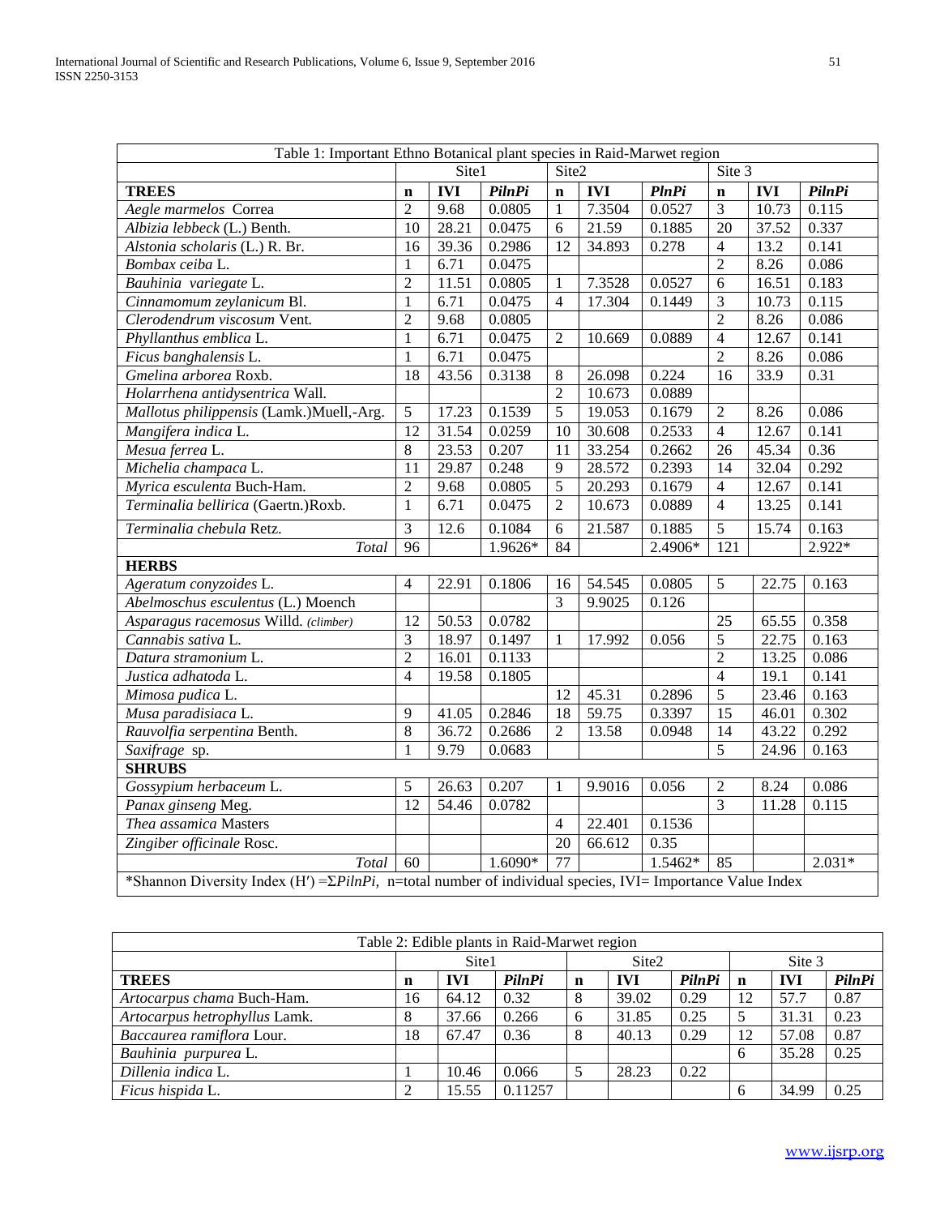| Table 1: Important Ethno Botanical plant species in Raid-Marwet region | | | | | | | | | |
|---|---|---|---|---|---|---|---|---|---|
| | Site1 | | | Site2 | | | Site 3 | | |
| **TREES** | **n** | **IVI** | ***PilnPi*** | **n** | **IVI** | ***PlnPi*** | **n** | **IVI** | ***PilnPi*** |
| *Aegle marmelos* Correa | 2 | 9.68 | 0.0805 | 1 | 7.3504 | 0.0527 | 3 | 10.73 | 0.115 |
| *Albizia lebbeck* (L.) Benth. | 10 | 28.21 | 0.0475 | 6 | 21.59 | 0.1885 | 20 | 37.52 | 0.337 |
| *Alstonia scholaris* (L.) R. Br. | 16 | 39.36 | 0.2986 | 12 | 34.893 | 0.278 | 4 | 13.2 | 0.141 |
| *Bombax ceiba* L. | 1 | 6.71 | 0.0475 | | | | 2 | 8.26 | 0.086 |
| *Bauhinia variegate* L. | 2 | 11.51 | 0.0805 | 1 | 7.3528 | 0.0527 | 6 | 16.51 | 0.183 |
| *Cinnamomum zeylanicum* Bl. | 1 | 6.71 | 0.0475 | 4 | 17.304 | 0.1449 | 3 | 10.73 | 0.115 |
| *Clerodendrum viscosum* Vent. | 2 | 9.68 | 0.0805 | | | | 2 | 8.26 | 0.086 |
| *Phyllanthus emblica* L. | 1 | 6.71 | 0.0475 | 2 | 10.669 | 0.0889 | 4 | 12.67 | 0.141 |
| *Ficus banghalensis* L. | 1 | 6.71 | 0.0475 | | | | 2 | 8.26 | 0.086 |
| *Gmelina arborea* Roxb. | 18 | 43.56 | 0.3138 | 8 | 26.098 | 0.224 | 16 | 33.9 | 0.31 |
| *Holarrhena antidysentrica* Wall. | | | | 2 | 10.673 | 0.0889 | | | |
| *Mallotus philippensis* (Lamk.)Muell,-Arg. | 5 | 17.23 | 0.1539 | 5 | 19.053 | 0.1679 | 2 | 8.26 | 0.086 |
| *Mangifera indica* L. | 12 | 31.54 | 0.0259 | 10 | 30.608 | 0.2533 | 4 | 12.67 | 0.141 |
| *Mesua ferrea* L. | 8 | 23.53 | 0.207 | 11 | 33.254 | 0.2662 | 26 | 45.34 | 0.36 |
| *Michelia champaca* L. | 11 | 29.87 | 0.248 | 9 | 28.572 | 0.2393 | 14 | 32.04 | 0.292 |
| *Myrica esculenta* Buch-Ham. | 2 | 9.68 | 0.0805 | 5 | 20.293 | 0.1679 | 4 | 12.67 | 0.141 |
| *Terminalia bellirica* (Gaertn.)Roxb. | 1 | 6.71 | 0.0475 | 2 | 10.673 | 0.0889 | 4 | 13.25 | 0.141 |
| *Terminalia chebula* Retz. | 3 | 12.6 | 0.1084 | 6 | 21.587 | 0.1885 | 5 | 15.74 | 0.163 |
| *Total* | 96 | | 1.9626* | 84 | | 2.4906* | 121 | | 2.922* |
| **HERBS** | | | | | | | | | |
| *Ageratum conyzoides* L. | 4 | 22.91 | 0.1806 | 16 | 54.545 | 0.0805 | 5 | 22.75 | 0.163 |
| *Abelmoschus esculentus* (L.) Moench | | | | 3 | 9.9025 | 0.126 | | | |
| *Asparagus racemosus* Willd. *(climber)* | 12 | 50.53 | 0.0782 | | | | 25 | 65.55 | 0.358 |
| *Cannabis sativa* L. | 3 | 18.97 | 0.1497 | 1 | 17.992 | 0.056 | 5 | 22.75 | 0.163 |
| *Datura stramonium* L. | 2 | 16.01 | 0.1133 | | | | 2 | 13.25 | 0.086 |
| *Justica adhatoda* L. | 4 | 19.58 | 0.1805 | | | | 4 | 19.1 | 0.141 |
| *Mimosa pudica* L. | | | | 12 | 45.31 | 0.2896 | 5 | 23.46 | 0.163 |
| *Musa paradisiaca* L. | 9 | 41.05 | 0.2846 | 18 | 59.75 | 0.3397 | 15 | 46.01 | 0.302 |
| *Rauvolfia serpentina* Benth. | 8 | 36.72 | 0.2686 | 2 | 13.58 | 0.0948 | 14 | 43.22 | 0.292 |
| *Saxifrage* sp. | 1 | 9.79 | 0.0683 | | | | 5 | 24.96 | 0.163 |
| **SHRUBS** | | | | | | | | | |
| *Gossypium herbaceum* L. | 5 | 26.63 | 0.207 | 1 | 9.9016 | 0.056 | 2 | 8.24 | 0.086 |
| *Panax ginseng* Meg. | 12 | 54.46 | 0.0782 | | | | 3 | 11.28 | 0.115 |
| *Thea assamica* Masters | | | | 4 | 22.401 | 0.1536 | | | |
| *Zingiber officinale* Rosc. | | | | 20 | 66.612 | 0.35 | | | |
| *Total* | 60 | | 1.6090* | 77 | | 1.5462* | 85 | | 2.031* |

*Shannon Diversity Index (H′) =Σ*PilnPi*, n=total number of individual species, IVI= Importance Value Index

| Table 2: Edible plants in Raid-Marwet region | | | | | | | | | |
|---|---|---|---|---|---|---|---|---|---|
| | Site1 | | | Site2 | | | Site 3 | | |
| **TREES** | **n** | **IVI** | ***PilnPi*** | **n** | **IVI** | ***PilnPi*** | **n** | **IVI** | ***PilnPi*** |
| *Artocarpus chama* Buch-Ham. | 16 | 64.12 | 0.32 | 8 | 39.02 | 0.29 | 12 | 57.7 | 0.87 |
| *Artocarpus hetrophyllus* Lamk. | 8 | 37.66 | 0.266 | 6 | 31.85 | 0.25 | 5 | 31.31 | 0.23 |
| *Baccaurea ramiflora* Lour. | 18 | 67.47 | 0.36 | 8 | 40.13 | 0.29 | 12 | 57.08 | 0.87 |
| *Bauhinia purpurea* L. | | | | | | | 6 | 35.28 | 0.25 |
| *Dillenia indica* L. | 1 | 10.46 | 0.066 | 5 | 28.23 | 0.22 | | | |
| *Ficus hispida* L. | 2 | 15.55 | 0.11257 | | | | 6 | 34.99 | 0.25 |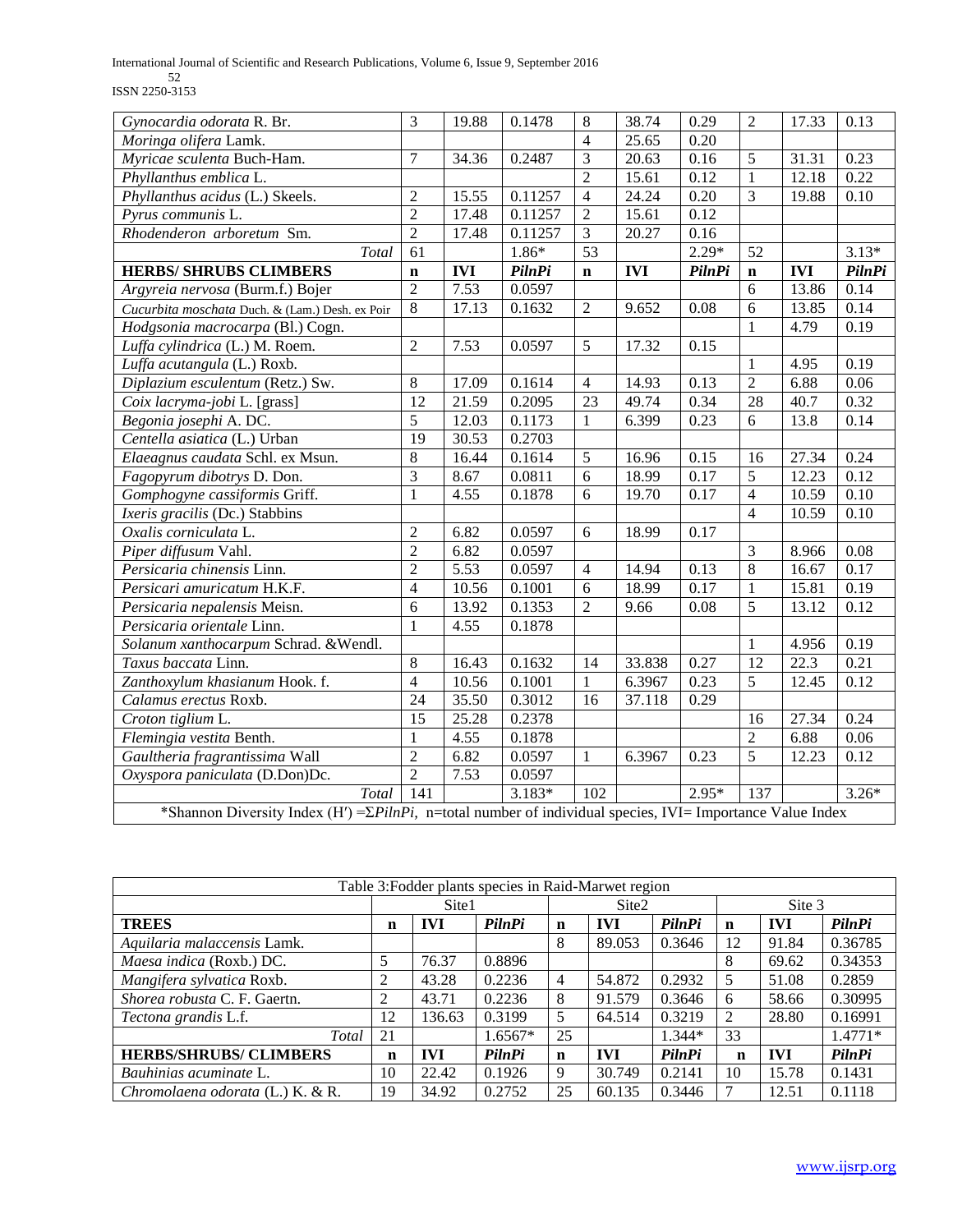| | | | | | | | | | |
|---|---|---|---|---|---|---|---|---|---|
| *Gynocardia odorata* R. Br. | 3 | 19.88 | 0.1478 | 8 | 38.74 | 0.29 | 2 | 17.33 | 0.13 |
| *Moringa olifera* Lamk. | | | | 4 | 25.65 | 0.20 | | | |
| *Myricae sculenta* Buch-Ham. | 7 | 34.36 | 0.2487 | 3 | 20.63 | 0.16 | 5 | 31.31 | 0.23 |
| *Phyllanthus emblica* L. | | | | 2 | 15.61 | 0.12 | 1 | 12.18 | 0.22 |
| *Phyllanthus acidus* (L.) Skeels. | 2 | 15.55 | 0.11257 | 4 | 24.24 | 0.20 | 3 | 19.88 | 0.10 |
| *Pyrus communis* L. | 2 | 17.48 | 0.11257 | 2 | 15.61 | 0.12 | | | |
| *Rhodenderon arboretum* Sm. | 2 | 17.48 | 0.11257 | 3 | 20.27 | 0.16 | | | |
| *Total* | 61 | | 1.86* | 53 | | 2.29* | 52 | | 3.13* |
| **HERBS/ SHRUBS CLIMBERS** | **n** | **IVI** | ***PilnPi*** | **n** | **IVI** | ***PilnPi*** | **n** | **IVI** | ***PilnPi*** |
| *Argyreia nervosa* (Burm.f.) Bojer | 2 | 7.53 | 0.0597 | | | | 6 | 13.86 | 0.14 |
| *Cucurbita moschata* Duch. & (Lam.) Desh. ex Poir | 8 | 17.13 | 0.1632 | 2 | 9.652 | 0.08 | 6 | 13.85 | 0.14 |
| *Hodgsonia macrocarpa* (Bl.) Cogn. | | | | | | | 1 | 4.79 | 0.19 |
| *Luffa cylindrica* (L.) M. Roem. | 2 | 7.53 | 0.0597 | 5 | 17.32 | 0.15 | | | |
| *Luffa acutangula* (L.) Roxb. | | | | | | | 1 | 4.95 | 0.19 |
| *Diplazium esculentum* (Retz.) Sw. | 8 | 17.09 | 0.1614 | 4 | 14.93 | 0.13 | 2 | 6.88 | 0.06 |
| *Coix lacryma-jobi* L. [grass] | 12 | 21.59 | 0.2095 | 23 | 49.74 | 0.34 | 28 | 40.7 | 0.32 |
| *Begonia josephi* A. DC. | 5 | 12.03 | 0.1173 | 1 | 6.399 | 0.23 | 6 | 13.8 | 0.14 |
| *Centella asiatica* (L.) Urban | 19 | 30.53 | 0.2703 | | | | | | |
| *Elaeagnus caudata* Schl. ex Msun. | 8 | 16.44 | 0.1614 | 5 | 16.96 | 0.15 | 16 | 27.34 | 0.24 |
| *Fagopyrum dibotrys* D. Don. | 3 | 8.67 | 0.0811 | 6 | 18.99 | 0.17 | 5 | 12.23 | 0.12 |
| *Gomphogyne cassiformis* Griff. | 1 | 4.55 | 0.1878 | 6 | 19.70 | 0.17 | 4 | 10.59 | 0.10 |
| *Ixeris gracilis* (Dc.) Stabbins | | | | | | | 4 | 10.59 | 0.10 |
| *Oxalis corniculata* L. | 2 | 6.82 | 0.0597 | 6 | 18.99 | 0.17 | | | |
| *Piper diffusum* Vahl. | 2 | 6.82 | 0.0597 | | | | 3 | 8.966 | 0.08 |
| *Persicaria chinensis* Linn. | 2 | 5.53 | 0.0597 | 4 | 14.94 | 0.13 | 8 | 16.67 | 0.17 |
| *Persicari amuricatum* H.K.F. | 4 | 10.56 | 0.1001 | 6 | 18.99 | 0.17 | 1 | 15.81 | 0.19 |
| *Persicaria nepalensis* Meisn. | 6 | 13.92 | 0.1353 | 2 | 9.66 | 0.08 | 5 | 13.12 | 0.12 |
| *Persicaria orientale* Linn. | 1 | 4.55 | 0.1878 | | | | | | |
| *Solanum xanthocarpum* Schrad. &Wendl. | | | | | | | 1 | 4.956 | 0.19 |
| *Taxus baccata* Linn. | 8 | 16.43 | 0.1632 | 14 | 33.838 | 0.27 | 12 | 22.3 | 0.21 |
| *Zanthoxylum khasianum* Hook. f. | 4 | 10.56 | 0.1001 | 1 | 6.3967 | 0.23 | 5 | 12.45 | 0.12 |
| *Calamus erectus* Roxb. | 24 | 35.50 | 0.3012 | 16 | 37.118 | 0.29 | | | |
| *Croton tiglium* L. | 15 | 25.28 | 0.2378 | | | | 16 | 27.34 | 0.24 |
| *Flemingia vestita* Benth. | 1 | 4.55 | 0.1878 | | | | 2 | 6.88 | 0.06 |
| *Gaultheria fragrantissima* Wall | 2 | 6.82 | 0.0597 | 1 | 6.3967 | 0.23 | 5 | 12.23 | 0.12 |
| *Oxyspora paniculata* (D.Don)Dc. | 2 | 7.53 | 0.0597 | | | | | | |
| *Total* | 141 | | 3.183* | 102 | | 2.95* | 137 | | 3.26* |

*Shannon Diversity Index (H′) =Σ*PilnPi*, n=total number of individual species, IVI= Importance Value Index

Table 3:Fodder plants species in Raid-Marwet region

| | Site1 | | | Site2 | | | Site 3 | | |
|---|---|---|---|---|---|---|---|---|---|
| **TREES** | **n** | **IVI** | ***PilnPi*** | **n** | **IVI** | ***PilnPi*** | **n** | **IVI** | ***PilnPi*** |
| *Aquilaria malaccensis* Lamk. | | | | 8 | 89.053 | 0.3646 | 12 | 91.84 | 0.36785 |
| *Maesa indica* (Roxb.) DC. | 5 | 76.37 | 0.8896 | | | | 8 | 69.62 | 0.34353 |
| *Mangifera sylvatica* Roxb. | 2 | 43.28 | 0.2236 | 4 | 54.872 | 0.2932 | 5 | 51.08 | 0.2859 |
| *Shorea robusta* C. F. Gaertn. | 2 | 43.71 | 0.2236 | 8 | 91.579 | 0.3646 | 6 | 58.66 | 0.30995 |
| *Tectona grandis* L.f. | 12 | 136.63 | 0.3199 | 5 | 64.514 | 0.3219 | 2 | 28.80 | 0.16991 |
| *Total* | 21 | | 1.6567* | 25 | | 1.344* | 33 | | 1.4771* |
| **HERBS/SHRUBS/ CLIMBERS** | **n** | **IVI** | ***PilnPi*** | **n** | **IVI** | ***PilnPi*** | **n** | **IVI** | ***PilnPi*** |
| *Bauhinias acuminate* L. | 10 | 22.42 | 0.1926 | 9 | 30.749 | 0.2141 | 10 | 15.78 | 0.1431 |
| *Chromolaena odorata* (L.) K. & R. | 19 | 34.92 | 0.2752 | 25 | 60.135 | 0.3446 | 7 | 12.51 | 0.1118 |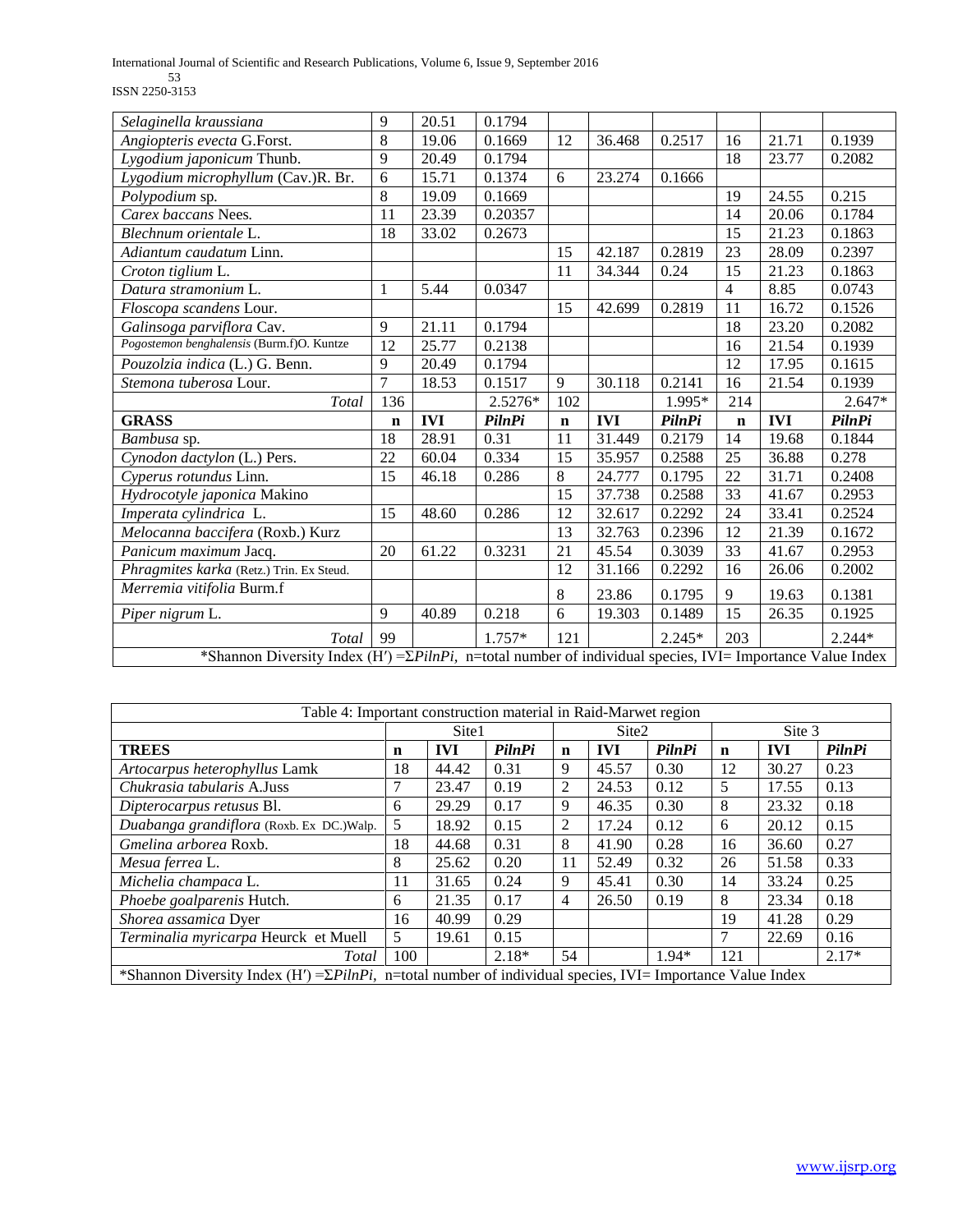| | | | | | | | | | |
|---|---|---|---|---|---|---|---|---|---|
| *Selaginella kraussiana* | 9 | 20.51 | 0.1794 | | | | | | |
| *Angiopteris evecta* G.Forst. | 8 | 19.06 | 0.1669 | 12 | 36.468 | 0.2517 | 16 | 21.71 | 0.1939 |
| *Lygodium japonicum* Thunb. | 9 | 20.49 | 0.1794 | | | | 18 | 23.77 | 0.2082 |
| *Lygodium microphyllum* (Cav.)R. Br. | 6 | 15.71 | 0.1374 | 6 | 23.274 | 0.1666 | | | |
| *Polypodium* sp. | 8 | 19.09 | 0.1669 | | | | 19 | 24.55 | 0.215 |
| *Carex baccans* Nees. | 11 | 23.39 | 0.20357 | | | | 14 | 20.06 | 0.1784 |
| *Blechnum orientale* L. | 18 | 33.02 | 0.2673 | | | | 15 | 21.23 | 0.1863 |
| *Adiantum caudatum* Linn. | | | | 15 | 42.187 | 0.2819 | 23 | 28.09 | 0.2397 |
| *Croton tiglium* L. | | | | 11 | 34.344 | 0.24 | 15 | 21.23 | 0.1863 |
| *Datura stramonium* L. | 1 | 5.44 | 0.0347 | | | | 4 | 8.85 | 0.0743 |
| *Floscopa scandens* Lour. | | | | 15 | 42.699 | 0.2819 | 11 | 16.72 | 0.1526 |
| *Galinsoga parviflora* Cav. | 9 | 21.11 | 0.1794 | | | | 18 | 23.20 | 0.2082 |
| *Pogostemon benghalensis* (Burm.f)O. Kuntze | 12 | 25.77 | 0.2138 | | | | 16 | 21.54 | 0.1939 |
| *Pouzolzia indica* (L.) G. Benn. | 9 | 20.49 | 0.1794 | | | | 12 | 17.95 | 0.1615 |
| *Stemona tuberosa* Lour. | 7 | 18.53 | 0.1517 | 9 | 30.118 | 0.2141 | 16 | 21.54 | 0.1939 |
| *Total* | 136 | | 2.5276* | 102 | | 1.995* | 214 | | 2.647* |
| **GRASS** | **n** | **IVI** | ***PilnPi*** | **n** | **IVI** | ***PilnPi*** | **n** | **IVI** | ***PilnPi*** |
| *Bambusa* sp. | 18 | 28.91 | 0.31 | 11 | 31.449 | 0.2179 | 14 | 19.68 | 0.1844 |
| *Cynodon dactylon* (L.) Pers. | 22 | 60.04 | 0.334 | 15 | 35.957 | 0.2588 | 25 | 36.88 | 0.278 |
| *Cyperus rotundus* Linn. | 15 | 46.18 | 0.286 | 8 | 24.777 | 0.1795 | 22 | 31.71 | 0.2408 |
| *Hydrocotyle japonica* Makino | | | | 15 | 37.738 | 0.2588 | 33 | 41.67 | 0.2953 |
| *Imperata cylindrica* L. | 15 | 48.60 | 0.286 | 12 | 32.617 | 0.2292 | 24 | 33.41 | 0.2524 |
| *Melocanna baccifera* (Roxb.) Kurz | | | | 13 | 32.763 | 0.2396 | 12 | 21.39 | 0.1672 |
| *Panicum maximum* Jacq. | 20 | 61.22 | 0.3231 | 21 | 45.54 | 0.3039 | 33 | 41.67 | 0.2953 |
| *Phragmites karka* (Retz.) Trin. Ex Steud. | | | | 12 | 31.166 | 0.2292 | 16 | 26.06 | 0.2002 |
| *Merremia vitifolia* Burm.f | | | | 8 | 23.86 | 0.1795 | 9 | 19.63 | 0.1381 |
| *Piper nigrum* L. | 9 | 40.89 | 0.218 | 6 | 19.303 | 0.1489 | 15 | 26.35 | 0.1925 |
| *Total* | 99 | | 1.757* | 121 | | 2.245* | 203 | | 2.244* |

*Shannon Diversity Index (H′) =Σ*PilnPi*, n=total number of individual species, IVI= Importance Value Index

Table 4: Important construction material in Raid-Marwet region

| | Site1 | | | Site2 | | | Site 3 | | |
|---|---|---|---|---|---|---|---|---|---|
| **TREES** | **n** | **IVI** | ***PilnPi*** | **n** | **IVI** | ***PilnPi*** | **n** | **IVI** | ***PilnPi*** |
| *Artocarpus heterophyllus* Lamk | 18 | 44.42 | 0.31 | 9 | 45.57 | 0.30 | 12 | 30.27 | 0.23 |
| *Chukrasia tabularis* A.Juss | 7 | 23.47 | 0.19 | 2 | 24.53 | 0.12 | 5 | 17.55 | 0.13 |
| *Dipterocarpus retusus* Bl. | 6 | 29.29 | 0.17 | 9 | 46.35 | 0.30 | 8 | 23.32 | 0.18 |
| *Duabanga grandiflora* (Roxb. Ex DC.)Walp. | 5 | 18.92 | 0.15 | 2 | 17.24 | 0.12 | 6 | 20.12 | 0.15 |
| *Gmelina arborea* Roxb. | 18 | 44.68 | 0.31 | 8 | 41.90 | 0.28 | 16 | 36.60 | 0.27 |
| *Mesua ferrea* L. | 8 | 25.62 | 0.20 | 11 | 52.49 | 0.32 | 26 | 51.58 | 0.33 |
| *Michelia champaca* L. | 11 | 31.65 | 0.24 | 9 | 45.41 | 0.30 | 14 | 33.24 | 0.25 |
| *Phoebe goalparenis* Hutch. | 6 | 21.35 | 0.17 | 4 | 26.50 | 0.19 | 8 | 23.34 | 0.18 |
| *Shorea assamica* Dyer | 16 | 40.99 | 0.29 | | | | 19 | 41.28 | 0.29 |
| *Terminalia myricarpa* Heurck et Muell | 5 | 19.61 | 0.15 | | | | 7 | 22.69 | 0.16 |
| *Total* | 100 | | 2.18* | 54 | | 1.94* | 121 | | 2.17* |

*Shannon Diversity Index (H′) =Σ*PilnPi*, n=total number of individual species, IVI= Importance Value Index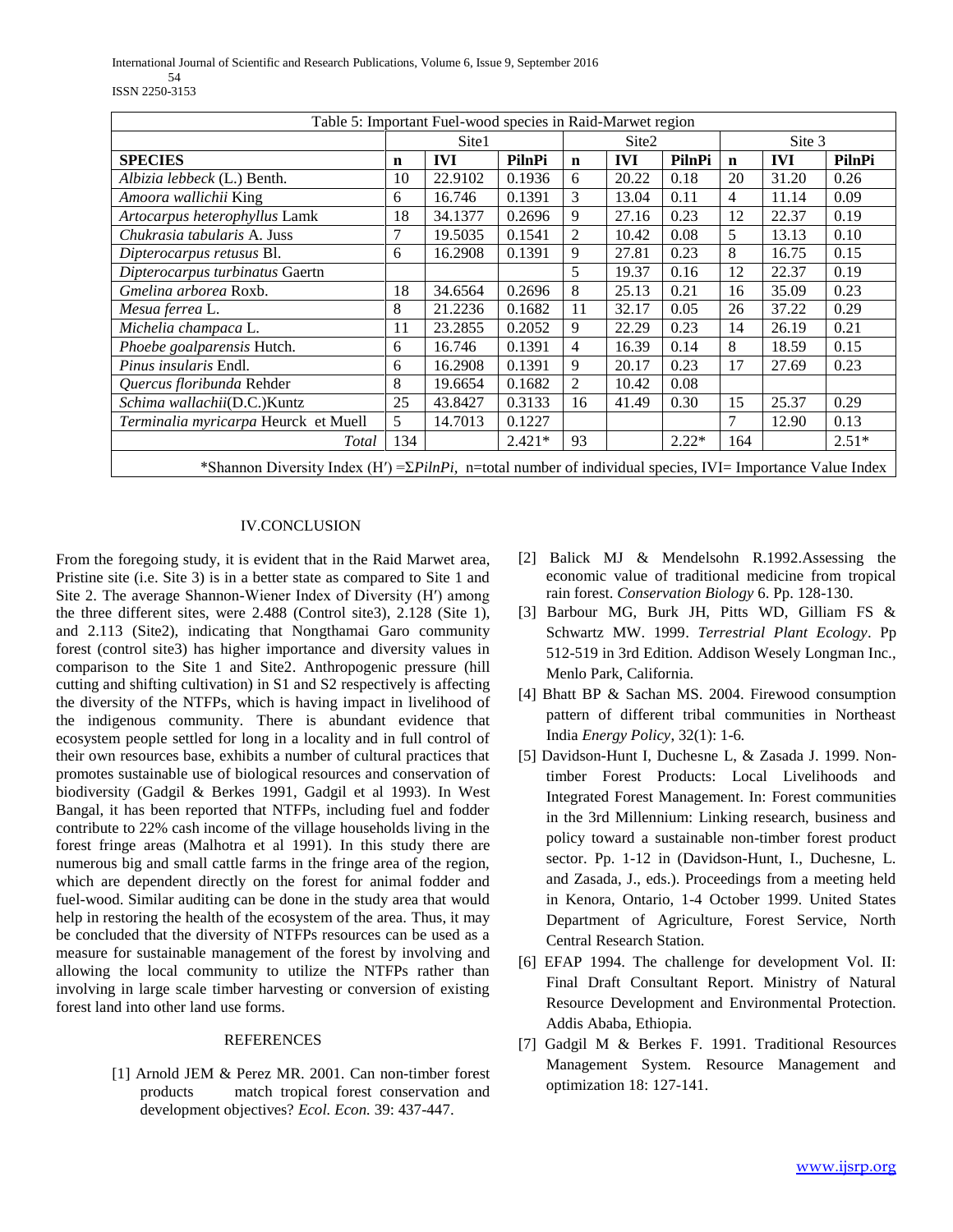Table 5: Important Fuel-wood species in Raid-Marwet region

| | Site1 | | | Site2 | | | Site 3 | | |
|---|---|---|---|---|---|---|---|---|---|
| **SPECIES** | **n** | **IVI** | **PilnPi** | **n** | **IVI** | **PilnPi** | **n** | **IVI** | **PilnPi** |
| *Albizia lebbeck* (L.) Benth. | 10 | 22.9102 | 0.1936 | 6 | 20.22 | 0.18 | 20 | 31.20 | 0.26 |
| *Amoora wallichii* King | 6 | 16.746 | 0.1391 | 3 | 13.04 | 0.11 | 4 | 11.14 | 0.09 |
| *Artocarpus heterophyllus* Lamk | 18 | 34.1377 | 0.2696 | 9 | 27.16 | 0.23 | 12 | 22.37 | 0.19 |
| *Chukrasia tabularis* A. Juss | 7 | 19.5035 | 0.1541 | 2 | 10.42 | 0.08 | 5 | 13.13 | 0.10 |
| *Dipterocarpus retusus* Bl. | 6 | 16.2908 | 0.1391 | 9 | 27.81 | 0.23 | 8 | 16.75 | 0.15 |
| *Dipterocarpus turbinatus* Gaertn | | | | 5 | 19.37 | 0.16 | 12 | 22.37 | 0.19 |
| *Gmelina arborea* Roxb. | 18 | 34.6564 | 0.2696 | 8 | 25.13 | 0.21 | 16 | 35.09 | 0.23 |
| *Mesua ferrea* L. | 8 | 21.2236 | 0.1682 | 11 | 32.17 | 0.05 | 26 | 37.22 | 0.29 |
| *Michelia champaca* L. | 11 | 23.2855 | 0.2052 | 9 | 22.29 | 0.23 | 14 | 26.19 | 0.21 |
| *Phoebe goalparensis* Hutch. | 6 | 16.746 | 0.1391 | 4 | 16.39 | 0.14 | 8 | 18.59 | 0.15 |
| *Pinus insularis* Endl. | 6 | 16.2908 | 0.1391 | 9 | 20.17 | 0.23 | 17 | 27.69 | 0.23 |
| *Quercus floribunda* Rehder | 8 | 19.6654 | 0.1682 | 2 | 10.42 | 0.08 | | | |
| *Schima wallachii*(D.C.)Kuntz | 25 | 43.8427 | 0.3133 | 16 | 41.49 | 0.30 | 15 | 25.37 | 0.29 |
| *Terminalia myricarpa* Heurck et Muell | 5 | 14.7013 | 0.1227 | | | | 7 | 12.90 | 0.13 |
| *Total* | 134 | | 2.421* | 93 | | 2.22* | 164 | | 2.51* |

*Shannon Diversity Index (H′) =Σ*PilnPi*, n=total number of individual species, IVI= Importance Value Index

## IV.CONCLUSION

From the foregoing study, it is evident that in the Raid Marwet area, Pristine site (i.e. Site 3) is in a better state as compared to Site 1 and Site 2. The average Shannon-Wiener Index of Diversity (H′) among the three different sites, were 2.488 (Control site3), 2.128 (Site 1), and 2.113 (Site2), indicating that Nongthamai Garo community forest (control site3) has higher importance and diversity values in comparison to the Site 1 and Site2. Anthropogenic pressure (hill cutting and shifting cultivation) in S1 and S2 respectively is affecting the diversity of the NTFPs, which is having impact in livelihood of the indigenous community. There is abundant evidence that ecosystem people settled for long in a locality and in full control of their own resources base, exhibits a number of cultural practices that promotes sustainable use of biological resources and conservation of biodiversity (Gadgil & Berkes 1991, Gadgil et al 1993). In West Bangal, it has been reported that NTFPs, including fuel and fodder contribute to 22% cash income of the village households living in the forest fringe areas (Malhotra et al 1991). In this study there are numerous big and small cattle farms in the fringe area of the region, which are dependent directly on the forest for animal fodder and fuel-wood. Similar auditing can be done in the study area that would help in restoring the health of the ecosystem of the area. Thus, it may be concluded that the diversity of NTFPs resources can be used as a measure for sustainable management of the forest by involving and allowing the local community to utilize the NTFPs rather than involving in large scale timber harvesting or conversion of existing forest land into other land use forms.

## REFERENCES

[1] Arnold JEM & Perez MR. 2001. Can non-timber forest products match tropical forest conservation and development objectives? *Ecol. Econ.* 39: 437-447.

[2] Balick MJ & Mendelsohn R.1992.Assessing the economic value of traditional medicine from tropical rain forest. *Conservation Biology* 6. Pp. 128-130.

[3] Barbour MG, Burk JH, Pitts WD, Gilliam FS & Schwartz MW. 1999. *Terrestrial Plant Ecology*. Pp 512-519 in 3rd Edition. Addison Wesely Longman Inc., Menlo Park, California.

[4] Bhatt BP & Sachan MS. 2004. Firewood consumption pattern of different tribal communities in Northeast India *Energy Policy*, 32(1): 1-6.

[5] Davidson-Hunt I, Duchesne L, & Zasada J. 1999. Non-timber Forest Products: Local Livelihoods and Integrated Forest Management. In: Forest communities in the 3rd Millennium: Linking research, business and policy toward a sustainable non-timber forest product sector. Pp. 1-12 in (Davidson-Hunt, I., Duchesne, L. and Zasada, J., eds.). Proceedings from a meeting held in Kenora, Ontario, 1-4 October 1999. United States Department of Agriculture, Forest Service, North Central Research Station.

[6] EFAP 1994. The challenge for development Vol. II: Final Draft Consultant Report. Ministry of Natural Resource Development and Environmental Protection. Addis Ababa, Ethiopia.

[7] Gadgil M & Berkes F. 1991. Traditional Resources Management System. Resource Management and optimization 18: 127-141.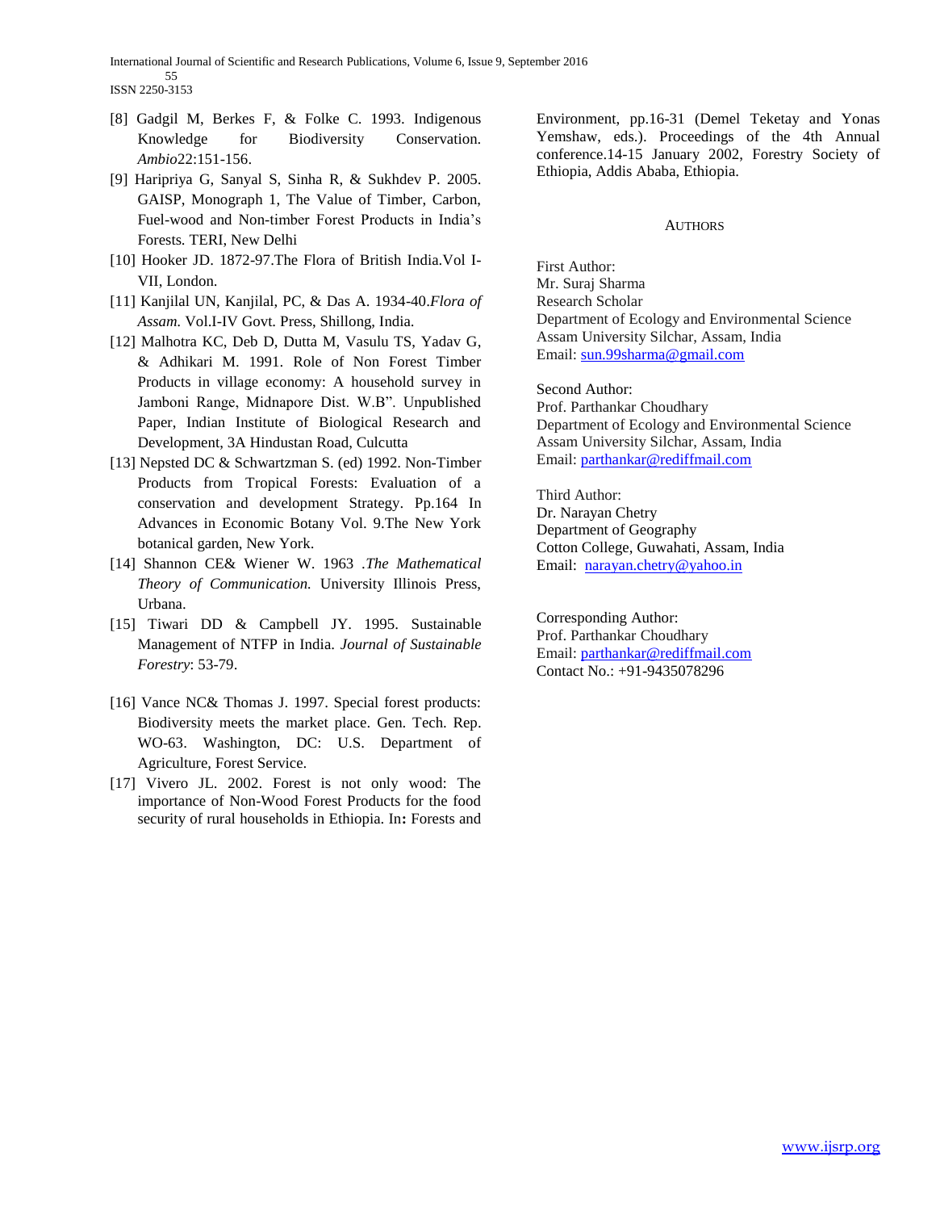[8] Gadgil M, Berkes F, & Folke C. 1993. Indigenous Knowledge for Biodiversity Conservation. *Ambio*22:151-156.

[9] Haripriya G, Sanyal S, Sinha R, & Sukhdev P. 2005. GAISP, Monograph 1, The Value of Timber, Carbon, Fuel-wood and Non-timber Forest Products in India's Forests. TERI, New Delhi

[10] Hooker JD. 1872-97.The Flora of British India.Vol I-VII, London.

[11] Kanjilal UN, Kanjilal, PC, & Das A. 1934-40.*Flora of Assam.* Vol.I-IV Govt. Press, Shillong, India.

[12] Malhotra KC, Deb D, Dutta M, Vasulu TS, Yadav G, & Adhikari M. 1991. Role of Non Forest Timber Products in village economy: A household survey in Jamboni Range, Midnapore Dist. W.B". Unpublished Paper, Indian Institute of Biological Research and Development, 3A Hindustan Road, Culcutta

[13] Nepsted DC & Schwartzman S. (ed) 1992. Non-Timber Products from Tropical Forests: Evaluation of a conservation and development Strategy. Pp.164 In Advances in Economic Botany Vol. 9.The New York botanical garden, New York.

[14] Shannon CE& Wiener W. 1963 .*The Mathematical Theory of Communication.* University Illinois Press, Urbana.

[15] Tiwari DD & Campbell JY. 1995. Sustainable Management of NTFP in India. *Journal of Sustainable Forestry*: 53-79.

[16] Vance NC& Thomas J. 1997. Special forest products: Biodiversity meets the market place. Gen. Tech. Rep. WO-63. Washington, DC: U.S. Department of Agriculture, Forest Service.

[17] Vivero JL. 2002. Forest is not only wood: The importance of Non-Wood Forest Products for the food security of rural households in Ethiopia. In**:** Forests and Environment, pp.16-31 (Demel Teketay and Yonas Yemshaw, eds.). Proceedings of the 4th Annual conference.14-15 January 2002, Forestry Society of Ethiopia, Addis Ababa, Ethiopia.

## Authors

First Author:
Mr. Suraj Sharma
Research Scholar
Department of Ecology and Environmental Science
Assam University Silchar, Assam, India
Email: sun.99sharma@gmail.com

Second Author:
Prof. Parthankar Choudhary
Department of Ecology and Environmental Science
Assam University Silchar, Assam, India
Email: parthankar@rediffmail.com

Third Author:
Dr. Narayan Chetry
Department of Geography
Cotton College, Guwahati, Assam, India
Email: narayan.chetry@yahoo.in

Corresponding Author:
Prof. Parthankar Choudhary
Email: parthankar@rediffmail.com
Contact No.: +91-9435078296